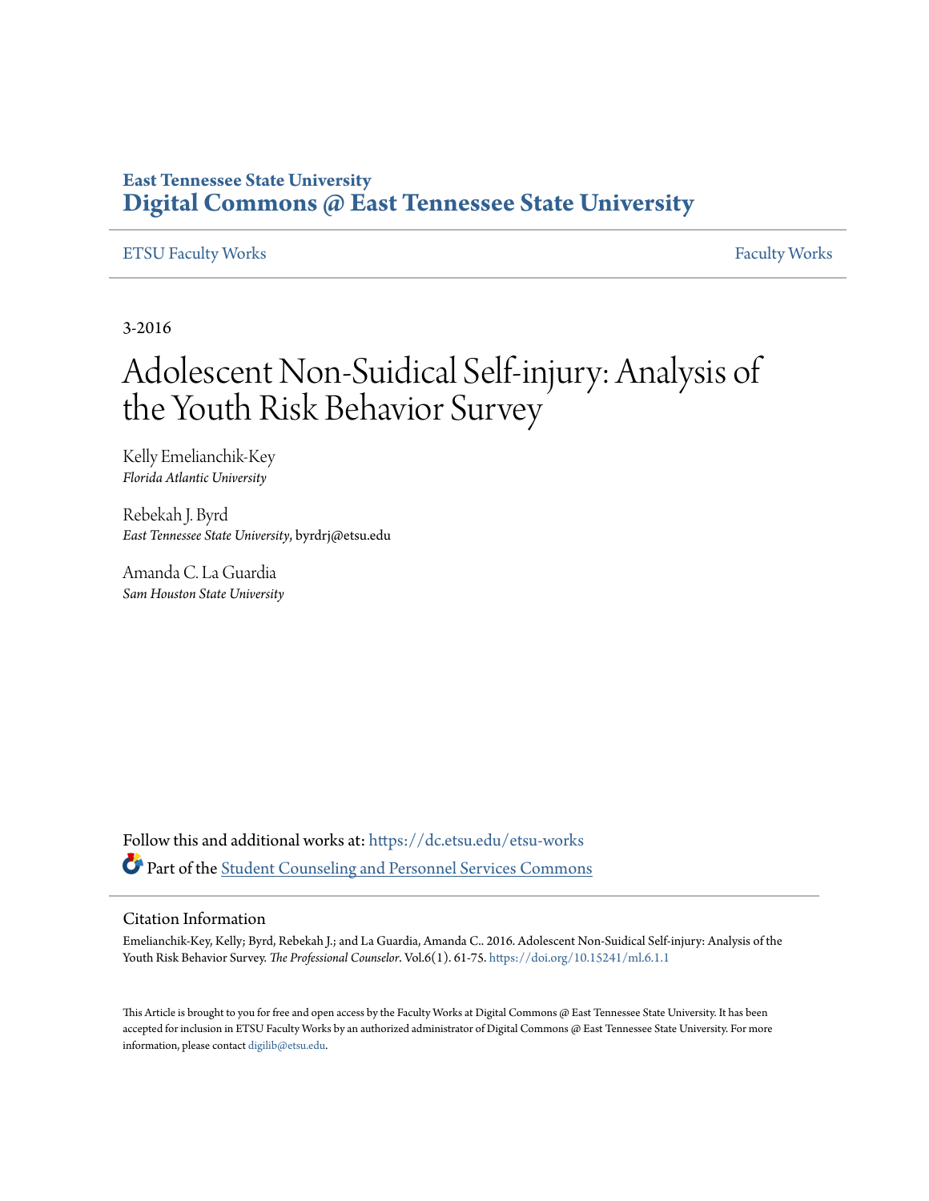**East Tennessee State University**
**Digital Commons @ East Tennessee State University**

ETSU Faculty Works | Faculty Works

3-2016

# Adolescent Non-Suidical Self-injury: Analysis of the Youth Risk Behavior Survey

Kelly Emelianchik-Key
*Florida Atlantic University*

Rebekah J. Byrd
*East Tennessee State University*, byrdrj@etsu.edu

Amanda C. La Guardia
*Sam Houston State University*

Follow this and additional works at: https://dc.etsu.edu/etsu-works

Part of the Student Counseling and Personnel Services Commons

## Citation Information

Emelianchik-Key, Kelly; Byrd, Rebekah J.; and La Guardia, Amanda C.. 2016. Adolescent Non-Suidical Self-injury: Analysis of the Youth Risk Behavior Survey. *The Professional Counselor*. Vol.6(1). 61-75. https://doi.org/10.15241/ml.6.1.1

This Article is brought to you for free and open access by the Faculty Works at Digital Commons @ East Tennessee State University. It has been accepted for inclusion in ETSU Faculty Works by an authorized administrator of Digital Commons @ East Tennessee State University. For more information, please contact digilib@etsu.edu.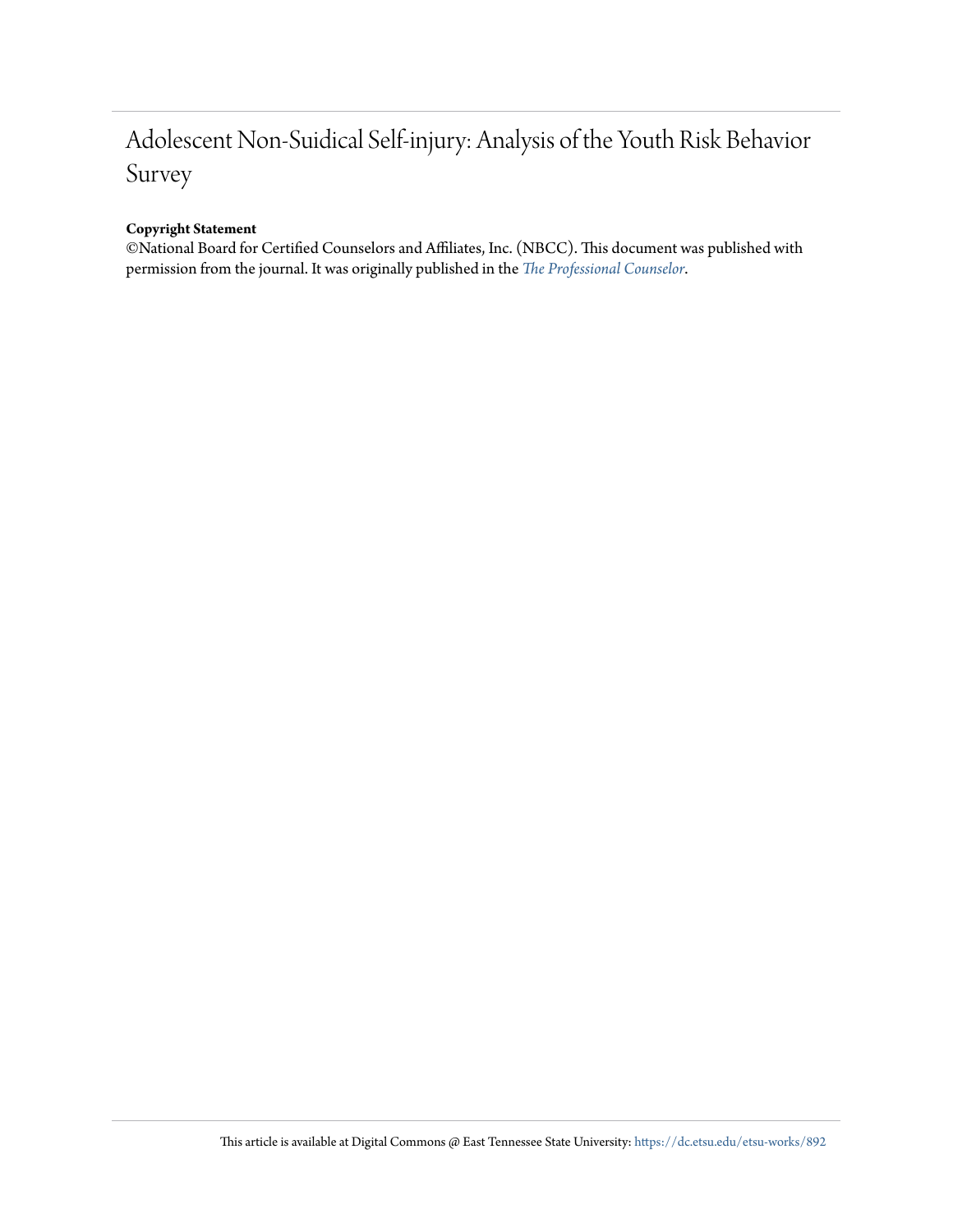# Adolescent Non-Suidical Self-injury: Analysis of the Youth Risk Behavior Survey

**Copyright Statement**

©National Board for Certified Counselors and Affiliates, Inc. (NBCC). This document was published with permission from the journal. It was originally published in the *The Professional Counselor*.

This article is available at Digital Commons @ East Tennessee State University: https://dc.etsu.edu/etsu-works/892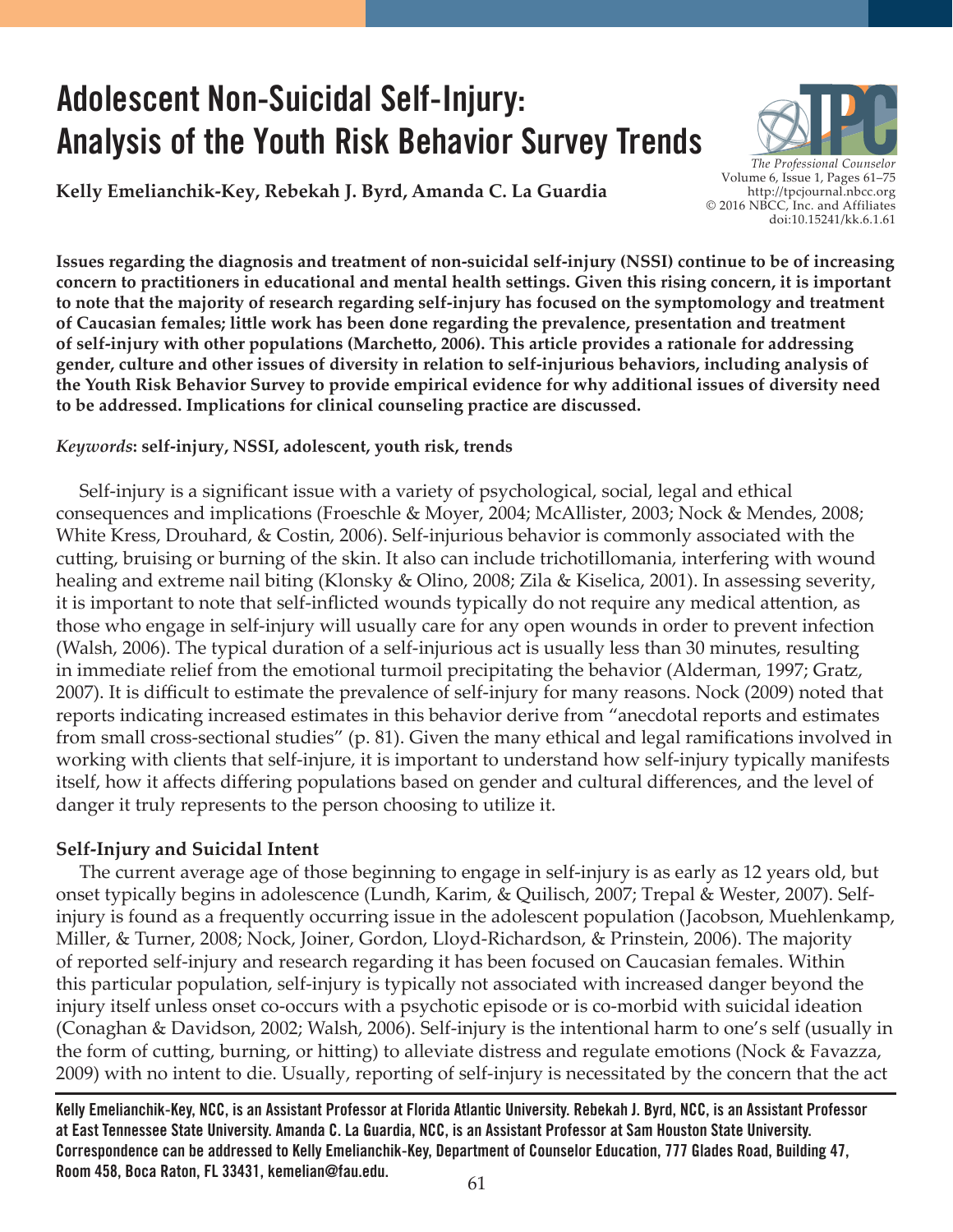# Adolescent Non-Suicidal Self-Injury: Analysis of the Youth Risk Behavior Survey Trends

**Kelly Emelianchik-Key, Rebekah J. Byrd, Amanda C. La Guardia**

**Issues regarding the diagnosis and treatment of non-suicidal self-injury (NSSI) continue to be of increasing concern to practitioners in educational and mental health settings. Given this rising concern, it is important to note that the majority of research regarding self-injury has focused on the symptomology and treatment of Caucasian females; little work has been done regarding the prevalence, presentation and treatment of self-injury with other populations (Marchetto, 2006). This article provides a rationale for addressing gender, culture and other issues of diversity in relation to self-injurious behaviors, including analysis of the Youth Risk Behavior Survey to provide empirical evidence for why additional issues of diversity need to be addressed. Implications for clinical counseling practice are discussed.**

*Keywords*: **self-injury, NSSI, adolescent, youth risk, trends**

Self-injury is a significant issue with a variety of psychological, social, legal and ethical consequences and implications (Froeschle & Moyer, 2004; McAllister, 2003; Nock & Mendes, 2008; White Kress, Drouhard, & Costin, 2006). Self-injurious behavior is commonly associated with the cutting, bruising or burning of the skin. It also can include trichotillomania, interfering with wound healing and extreme nail biting (Klonsky & Olino, 2008; Zila & Kiselica, 2001). In assessing severity, it is important to note that self-inflicted wounds typically do not require any medical attention, as those who engage in self-injury will usually care for any open wounds in order to prevent infection (Walsh, 2006). The typical duration of a self-injurious act is usually less than 30 minutes, resulting in immediate relief from the emotional turmoil precipitating the behavior (Alderman, 1997; Gratz, 2007). It is difficult to estimate the prevalence of self-injury for many reasons. Nock (2009) noted that reports indicating increased estimates in this behavior derive from "anecdotal reports and estimates from small cross-sectional studies" (p. 81). Given the many ethical and legal ramifications involved in working with clients that self-injure, it is important to understand how self-injury typically manifests itself, how it affects differing populations based on gender and cultural differences, and the level of danger it truly represents to the person choosing to utilize it.

### Self-Injury and Suicidal Intent

The current average age of those beginning to engage in self-injury is as early as 12 years old, but onset typically begins in adolescence (Lundh, Karim, & Quilisch, 2007; Trepal & Wester, 2007). Self-injury is found as a frequently occurring issue in the adolescent population (Jacobson, Muehlenkamp, Miller, & Turner, 2008; Nock, Joiner, Gordon, Lloyd-Richardson, & Prinstein, 2006). The majority of reported self-injury and research regarding it has been focused on Caucasian females. Within this particular population, self-injury is typically not associated with increased danger beyond the injury itself unless onset co-occurs with a psychotic episode or is co-morbid with suicidal ideation (Conaghan & Davidson, 2002; Walsh, 2006). Self-injury is the intentional harm to one's self (usually in the form of cutting, burning, or hitting) to alleviate distress and regulate emotions (Nock & Favazza, 2009) with no intent to die. Usually, reporting of self-injury is necessitated by the concern that the act

---

**Kelly Emelianchik-Key, NCC, is an Assistant Professor at Florida Atlantic University. Rebekah J. Byrd, NCC, is an Assistant Professor at East Tennessee State University. Amanda C. La Guardia, NCC, is an Assistant Professor at Sam Houston State University. Correspondence can be addressed to Kelly Emelianchik-Key, Department of Counselor Education, 777 Glades Road, Building 47, Room 458, Boca Raton, FL 33431, kemelian@fau.edu.**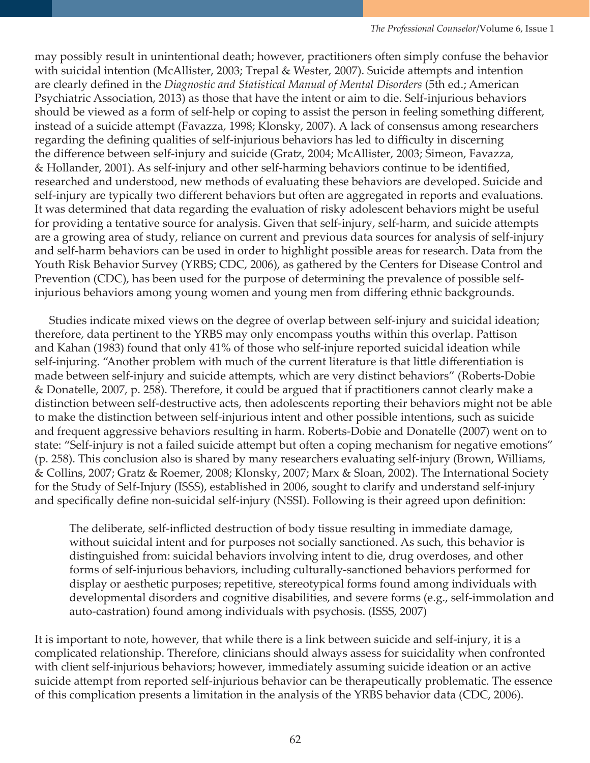may possibly result in unintentional death; however, practitioners often simply confuse the behavior with suicidal intention (McAllister, 2003; Trepal & Wester, 2007). Suicide attempts and intention are clearly defined in the *Diagnostic and Statistical Manual of Mental Disorders* (5th ed.; American Psychiatric Association, 2013) as those that have the intent or aim to die. Self-injurious behaviors should be viewed as a form of self-help or coping to assist the person in feeling something different, instead of a suicide attempt (Favazza, 1998; Klonsky, 2007). A lack of consensus among researchers regarding the defining qualities of self-injurious behaviors has led to difficulty in discerning the difference between self-injury and suicide (Gratz, 2004; McAllister, 2003; Simeon, Favazza, & Hollander, 2001). As self-injury and other self-harming behaviors continue to be identified, researched and understood, new methods of evaluating these behaviors are developed. Suicide and self-injury are typically two different behaviors but often are aggregated in reports and evaluations. It was determined that data regarding the evaluation of risky adolescent behaviors might be useful for providing a tentative source for analysis. Given that self-injury, self-harm, and suicide attempts are a growing area of study, reliance on current and previous data sources for analysis of self-injury and self-harm behaviors can be used in order to highlight possible areas for research. Data from the Youth Risk Behavior Survey (YRBS; CDC, 2006), as gathered by the Centers for Disease Control and Prevention (CDC), has been used for the purpose of determining the prevalence of possible self-injurious behaviors among young women and young men from differing ethnic backgrounds.

Studies indicate mixed views on the degree of overlap between self-injury and suicidal ideation; therefore, data pertinent to the YRBS may only encompass youths within this overlap. Pattison and Kahan (1983) found that only 41% of those who self-injure reported suicidal ideation while self-injuring. "Another problem with much of the current literature is that little differentiation is made between self-injury and suicide attempts, which are very distinct behaviors" (Roberts-Dobie & Donatelle, 2007, p. 258). Therefore, it could be argued that if practitioners cannot clearly make a distinction between self-destructive acts, then adolescents reporting their behaviors might not be able to make the distinction between self-injurious intent and other possible intentions, such as suicide and frequent aggressive behaviors resulting in harm. Roberts-Dobie and Donatelle (2007) went on to state: "Self-injury is not a failed suicide attempt but often a coping mechanism for negative emotions" (p. 258). This conclusion also is shared by many researchers evaluating self-injury (Brown, Williams, & Collins, 2007; Gratz & Roemer, 2008; Klonsky, 2007; Marx & Sloan, 2002). The International Society for the Study of Self-Injury (ISSS), established in 2006, sought to clarify and understand self-injury and specifically define non-suicidal self-injury (NSSI). Following is their agreed upon definition:

> The deliberate, self-inflicted destruction of body tissue resulting in immediate damage, without suicidal intent and for purposes not socially sanctioned. As such, this behavior is distinguished from: suicidal behaviors involving intent to die, drug overdoses, and other forms of self-injurious behaviors, including culturally-sanctioned behaviors performed for display or aesthetic purposes; repetitive, stereotypical forms found among individuals with developmental disorders and cognitive disabilities, and severe forms (e.g., self-immolation and auto-castration) found among individuals with psychosis. (ISSS, 2007)

It is important to note, however, that while there is a link between suicide and self-injury, it is a complicated relationship. Therefore, clinicians should always assess for suicidality when confronted with client self-injurious behaviors; however, immediately assuming suicide ideation or an active suicide attempt from reported self-injurious behavior can be therapeutically problematic. The essence of this complication presents a limitation in the analysis of the YRBS behavior data (CDC, 2006).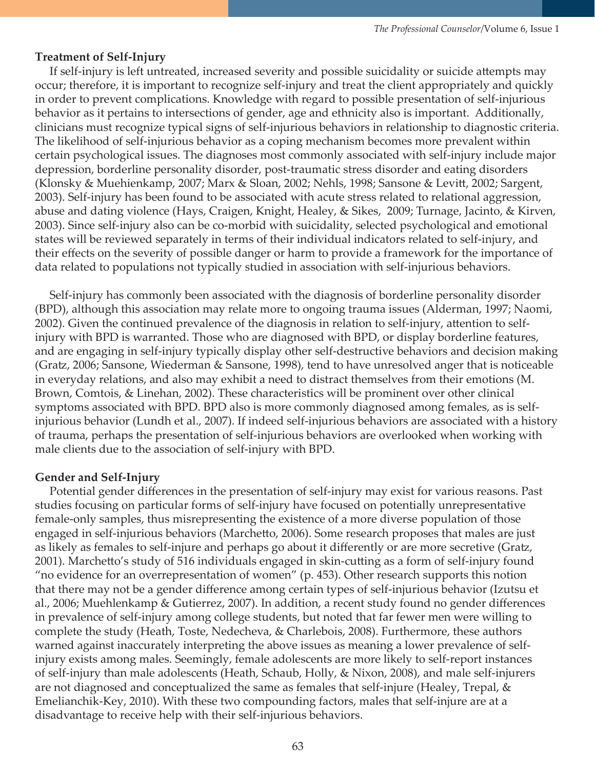**Treatment of Self-Injury**

If self-injury is left untreated, increased severity and possible suicidality or suicide attempts may occur; therefore, it is important to recognize self-injury and treat the client appropriately and quickly in order to prevent complications. Knowledge with regard to possible presentation of self-injurious behavior as it pertains to intersections of gender, age and ethnicity also is important. Additionally, clinicians must recognize typical signs of self-injurious behaviors in relationship to diagnostic criteria. The likelihood of self-injurious behavior as a coping mechanism becomes more prevalent within certain psychological issues. The diagnoses most commonly associated with self-injury include major depression, borderline personality disorder, post-traumatic stress disorder and eating disorders (Klonsky & Muehienkamp, 2007; Marx & Sloan, 2002; Nehls, 1998; Sansone & Levitt, 2002; Sargent, 2003). Self-injury has been found to be associated with acute stress related to relational aggression, abuse and dating violence (Hays, Craigen, Knight, Healey, & Sikes, 2009; Turnage, Jacinto, & Kirven, 2003). Since self-injury also can be co-morbid with suicidality, selected psychological and emotional states will be reviewed separately in terms of their individual indicators related to self-injury, and their effects on the severity of possible danger or harm to provide a framework for the importance of data related to populations not typically studied in association with self-injurious behaviors.

Self-injury has commonly been associated with the diagnosis of borderline personality disorder (BPD), although this association may relate more to ongoing trauma issues (Alderman, 1997; Naomi, 2002). Given the continued prevalence of the diagnosis in relation to self-injury, attention to self-injury with BPD is warranted. Those who are diagnosed with BPD, or display borderline features, and are engaging in self-injury typically display other self-destructive behaviors and decision making (Gratz, 2006; Sansone, Wiederman & Sansone, 1998), tend to have unresolved anger that is noticeable in everyday relations, and also may exhibit a need to distract themselves from their emotions (M. Brown, Comtois, & Linehan, 2002). These characteristics will be prominent over other clinical symptoms associated with BPD. BPD also is more commonly diagnosed among females, as is self-injurious behavior (Lundh et al., 2007). If indeed self-injurious behaviors are associated with a history of trauma, perhaps the presentation of self-injurious behaviors are overlooked when working with male clients due to the association of self-injury with BPD.

**Gender and Self-Injury**

Potential gender differences in the presentation of self-injury may exist for various reasons. Past studies focusing on particular forms of self-injury have focused on potentially unrepresentative female-only samples, thus misrepresenting the existence of a more diverse population of those engaged in self-injurious behaviors (Marchetto, 2006). Some research proposes that males are just as likely as females to self-injure and perhaps go about it differently or are more secretive (Gratz, 2001). Marchetto's study of 516 individuals engaged in skin-cutting as a form of self-injury found "no evidence for an overrepresentation of women" (p. 453). Other research supports this notion that there may not be a gender difference among certain types of self-injurious behavior (Izutsu et al., 2006; Muehlenkamp & Gutierrez, 2007). In addition, a recent study found no gender differences in prevalence of self-injury among college students, but noted that far fewer men were willing to complete the study (Heath, Toste, Nedecheva, & Charlebois, 2008). Furthermore, these authors warned against inaccurately interpreting the above issues as meaning a lower prevalence of self-injury exists among males. Seemingly, female adolescents are more likely to self-report instances of self-injury than male adolescents (Heath, Schaub, Holly, & Nixon, 2008), and male self-injurers are not diagnosed and conceptualized the same as females that self-injure (Healey, Trepal, & Emelianchik-Key, 2010). With these two compounding factors, males that self-injure are at a disadvantage to receive help with their self-injurious behaviors.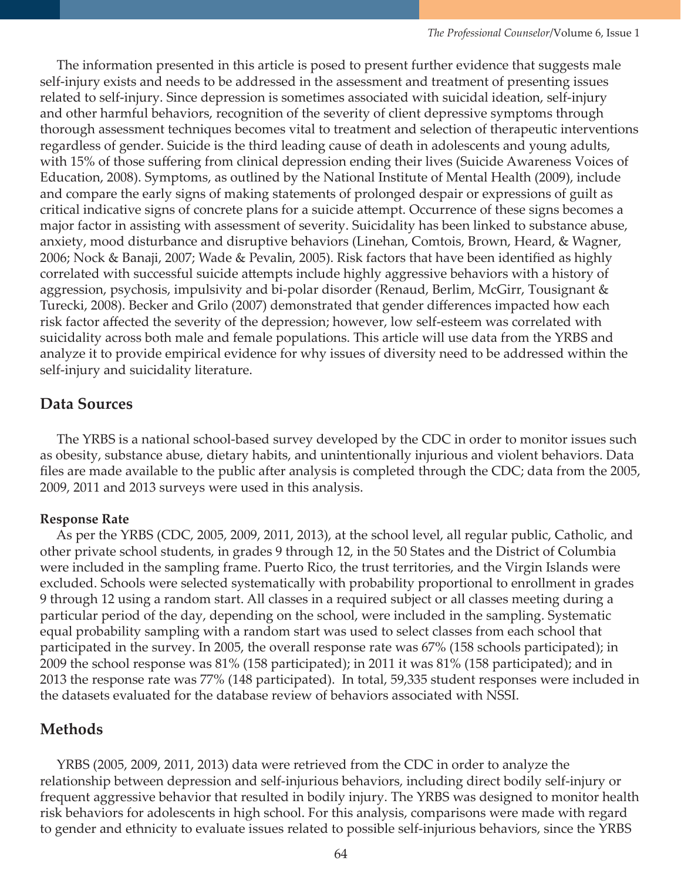The information presented in this article is posed to present further evidence that suggests male self-injury exists and needs to be addressed in the assessment and treatment of presenting issues related to self-injury. Since depression is sometimes associated with suicidal ideation, self-injury and other harmful behaviors, recognition of the severity of client depressive symptoms through thorough assessment techniques becomes vital to treatment and selection of therapeutic interventions regardless of gender. Suicide is the third leading cause of death in adolescents and young adults, with 15% of those suffering from clinical depression ending their lives (Suicide Awareness Voices of Education, 2008). Symptoms, as outlined by the National Institute of Mental Health (2009), include and compare the early signs of making statements of prolonged despair or expressions of guilt as critical indicative signs of concrete plans for a suicide attempt. Occurrence of these signs becomes a major factor in assisting with assessment of severity. Suicidality has been linked to substance abuse, anxiety, mood disturbance and disruptive behaviors (Linehan, Comtois, Brown, Heard, & Wagner, 2006; Nock & Banaji, 2007; Wade & Pevalin, 2005). Risk factors that have been identified as highly correlated with successful suicide attempts include highly aggressive behaviors with a history of aggression, psychosis, impulsivity and bi-polar disorder (Renaud, Berlim, McGirr, Tousignant & Turecki, 2008). Becker and Grilo (2007) demonstrated that gender differences impacted how each risk factor affected the severity of the depression; however, low self-esteem was correlated with suicidality across both male and female populations. This article will use data from the YRBS and analyze it to provide empirical evidence for why issues of diversity need to be addressed within the self-injury and suicidality literature.

## Data Sources

The YRBS is a national school-based survey developed by the CDC in order to monitor issues such as obesity, substance abuse, dietary habits, and unintentionally injurious and violent behaviors. Data files are made available to the public after analysis is completed through the CDC; data from the 2005, 2009, 2011 and 2013 surveys were used in this analysis.

### Response Rate

As per the YRBS (CDC, 2005, 2009, 2011, 2013), at the school level, all regular public, Catholic, and other private school students, in grades 9 through 12, in the 50 States and the District of Columbia were included in the sampling frame. Puerto Rico, the trust territories, and the Virgin Islands were excluded. Schools were selected systematically with probability proportional to enrollment in grades 9 through 12 using a random start. All classes in a required subject or all classes meeting during a particular period of the day, depending on the school, were included in the sampling. Systematic equal probability sampling with a random start was used to select classes from each school that participated in the survey. In 2005, the overall response rate was 67% (158 schools participated); in 2009 the school response was 81% (158 participated); in 2011 it was 81% (158 participated); and in 2013 the response rate was 77% (148 participated). In total, 59,335 student responses were included in the datasets evaluated for the database review of behaviors associated with NSSI.

## Methods

YRBS (2005, 2009, 2011, 2013) data were retrieved from the CDC in order to analyze the relationship between depression and self-injurious behaviors, including direct bodily self-injury or frequent aggressive behavior that resulted in bodily injury. The YRBS was designed to monitor health risk behaviors for adolescents in high school. For this analysis, comparisons were made with regard to gender and ethnicity to evaluate issues related to possible self-injurious behaviors, since the YRBS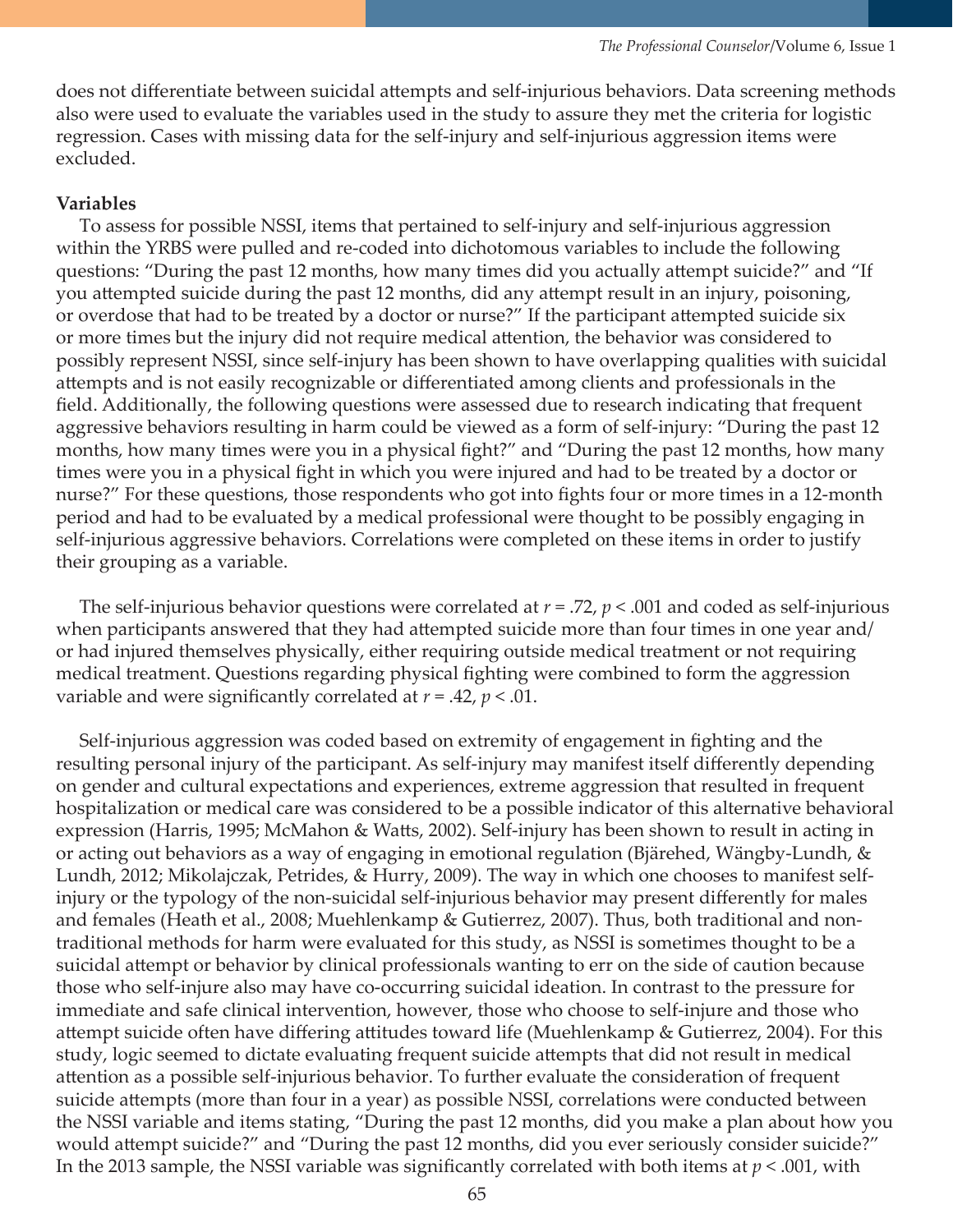does not differentiate between suicidal attempts and self-injurious behaviors. Data screening methods also were used to evaluate the variables used in the study to assure they met the criteria for logistic regression. Cases with missing data for the self-injury and self-injurious aggression items were excluded.

**Variables**

To assess for possible NSSI, items that pertained to self-injury and self-injurious aggression within the YRBS were pulled and re-coded into dichotomous variables to include the following questions: "During the past 12 months, how many times did you actually attempt suicide?" and "If you attempted suicide during the past 12 months, did any attempt result in an injury, poisoning, or overdose that had to be treated by a doctor or nurse?" If the participant attempted suicide six or more times but the injury did not require medical attention, the behavior was considered to possibly represent NSSI, since self-injury has been shown to have overlapping qualities with suicidal attempts and is not easily recognizable or differentiated among clients and professionals in the field. Additionally, the following questions were assessed due to research indicating that frequent aggressive behaviors resulting in harm could be viewed as a form of self-injury: "During the past 12 months, how many times were you in a physical fight?" and "During the past 12 months, how many times were you in a physical fight in which you were injured and had to be treated by a doctor or nurse?" For these questions, those respondents who got into fights four or more times in a 12-month period and had to be evaluated by a medical professional were thought to be possibly engaging in self-injurious aggressive behaviors. Correlations were completed on these items in order to justify their grouping as a variable.

The self-injurious behavior questions were correlated at $r = .72$, $p < .001$ and coded as self-injurious when participants answered that they had attempted suicide more than four times in one year and/or had injured themselves physically, either requiring outside medical treatment or not requiring medical treatment. Questions regarding physical fighting were combined to form the aggression variable and were significantly correlated at $r = .42$, $p < .01$.

Self-injurious aggression was coded based on extremity of engagement in fighting and the resulting personal injury of the participant. As self-injury may manifest itself differently depending on gender and cultural expectations and experiences, extreme aggression that resulted in frequent hospitalization or medical care was considered to be a possible indicator of this alternative behavioral expression (Harris, 1995; McMahon & Watts, 2002). Self-injury has been shown to result in acting in or acting out behaviors as a way of engaging in emotional regulation (Bjärehed, Wängby-Lundh, & Lundh, 2012; Mikolajczak, Petrides, & Hurry, 2009). The way in which one chooses to manifest self-injury or the typology of the non-suicidal self-injurious behavior may present differently for males and females (Heath et al., 2008; Muehlenkamp & Gutierrez, 2007). Thus, both traditional and non-traditional methods for harm were evaluated for this study, as NSSI is sometimes thought to be a suicidal attempt or behavior by clinical professionals wanting to err on the side of caution because those who self-injure also may have co-occurring suicidal ideation. In contrast to the pressure for immediate and safe clinical intervention, however, those who choose to self-injure and those who attempt suicide often have differing attitudes toward life (Muehlenkamp & Gutierrez, 2004). For this study, logic seemed to dictate evaluating frequent suicide attempts that did not result in medical attention as a possible self-injurious behavior. To further evaluate the consideration of frequent suicide attempts (more than four in a year) as possible NSSI, correlations were conducted between the NSSI variable and items stating, "During the past 12 months, did you make a plan about how you would attempt suicide?" and "During the past 12 months, did you ever seriously consider suicide?" In the 2013 sample, the NSSI variable was significantly correlated with both items at $p < .001$, with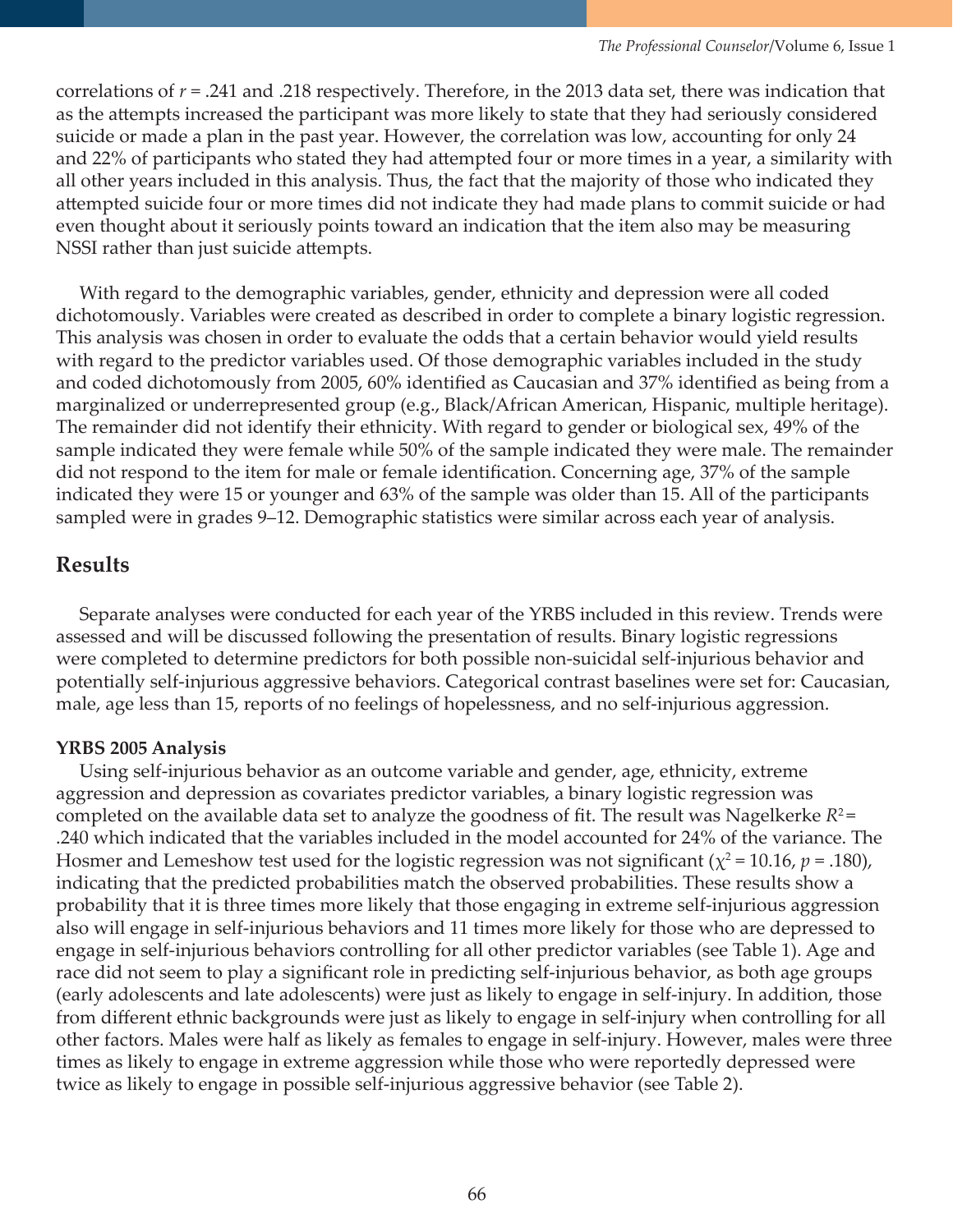correlations of $r = .241$ and .218 respectively. Therefore, in the 2013 data set, there was indication that as the attempts increased the participant was more likely to state that they had seriously considered suicide or made a plan in the past year. However, the correlation was low, accounting for only 24 and 22% of participants who stated they had attempted four or more times in a year, a similarity with all other years included in this analysis. Thus, the fact that the majority of those who indicated they attempted suicide four or more times did not indicate they had made plans to commit suicide or had even thought about it seriously points toward an indication that the item also may be measuring NSSI rather than just suicide attempts.

With regard to the demographic variables, gender, ethnicity and depression were all coded dichotomously. Variables were created as described in order to complete a binary logistic regression. This analysis was chosen in order to evaluate the odds that a certain behavior would yield results with regard to the predictor variables used. Of those demographic variables included in the study and coded dichotomously from 2005, 60% identified as Caucasian and 37% identified as being from a marginalized or underrepresented group (e.g., Black/African American, Hispanic, multiple heritage). The remainder did not identify their ethnicity. With regard to gender or biological sex, 49% of the sample indicated they were female while 50% of the sample indicated they were male. The remainder did not respond to the item for male or female identification. Concerning age, 37% of the sample indicated they were 15 or younger and 63% of the sample was older than 15. All of the participants sampled were in grades 9–12. Demographic statistics were similar across each year of analysis.

## Results

Separate analyses were conducted for each year of the YRBS included in this review. Trends were assessed and will be discussed following the presentation of results. Binary logistic regressions were completed to determine predictors for both possible non-suicidal self-injurious behavior and potentially self-injurious aggressive behaviors. Categorical contrast baselines were set for: Caucasian, male, age less than 15, reports of no feelings of hopelessness, and no self-injurious aggression.

### YRBS 2005 Analysis

Using self-injurious behavior as an outcome variable and gender, age, ethnicity, extreme aggression and depression as covariates predictor variables, a binary logistic regression was completed on the available data set to analyze the goodness of fit. The result was Nagelkerke $R^2 = .240$ which indicated that the variables included in the model accounted for 24% of the variance. The Hosmer and Lemeshow test used for the logistic regression was not significant ($\chi^2 = 10.16$, $p = .180$), indicating that the predicted probabilities match the observed probabilities. These results show a probability that it is three times more likely that those engaging in extreme self-injurious aggression also will engage in self-injurious behaviors and 11 times more likely for those who are depressed to engage in self-injurious behaviors controlling for all other predictor variables (see Table 1). Age and race did not seem to play a significant role in predicting self-injurious behavior, as both age groups (early adolescents and late adolescents) were just as likely to engage in self-injury. In addition, those from different ethnic backgrounds were just as likely to engage in self-injury when controlling for all other factors. Males were half as likely as females to engage in self-injury. However, males were three times as likely to engage in extreme aggression while those who were reportedly depressed were twice as likely to engage in possible self-injurious aggressive behavior (see Table 2).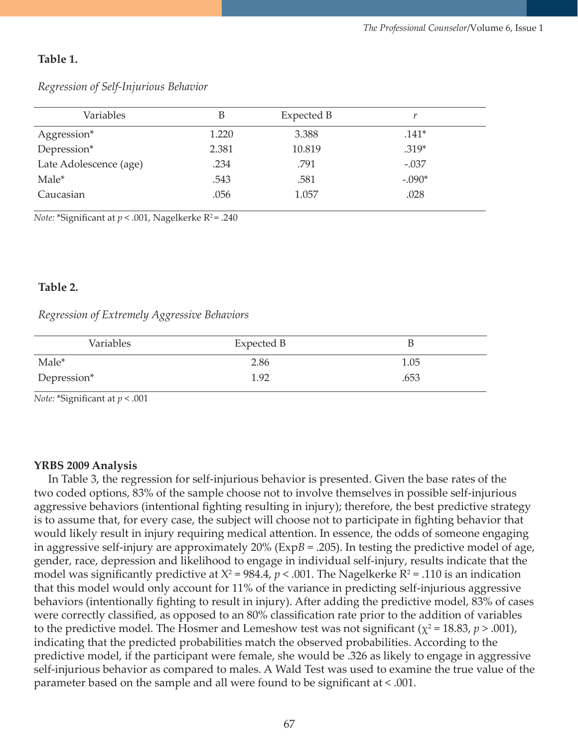**Table 1.**

*Regression of Self-Injurious Behavior*

| Variables | B | Expected B | *r* |
|---|---|---|---|
| Aggression* | 1.220 | 3.388 | .141* |
| Depression* | 2.381 | 10.819 | .319* |
| Late Adolescence (age) | .234 | .791 | -.037 |
| Male* | .543 | .581 | -.090* |
| Caucasian | .056 | 1.057 | .028 |

*Note:* *Significant at $p < .001$, Nagelkerke $R^2 = .240$

**Table 2.**

*Regression of Extremely Aggressive Behaviors*

| Variables | Expected B | B |
|---|---|---|
| Male* | 2.86 | 1.05 |
| Depression* | 1.92 | .653 |

*Note:* *Significant at $p < .001$

**YRBS 2009 Analysis**

In Table 3, the regression for self-injurious behavior is presented. Given the base rates of the two coded options, 83% of the sample choose not to involve themselves in possible self-injurious aggressive behaviors (intentional fighting resulting in injury); therefore, the best predictive strategy is to assume that, for every case, the subject will choose not to participate in fighting behavior that would likely result in injury requiring medical attention. In essence, the odds of someone engaging in aggressive self-injury are approximately 20% (Exp*B* = .205). In testing the predictive model of age, gender, race, depression and likelihood to engage in individual self-injury, results indicate that the model was significantly predictive at $X^2 = 984.4$, $p < .001$. The Nagelkerke $R^2 = .110$ is an indication that this model would only account for 11% of the variance in predicting self-injurious aggressive behaviors (intentionally fighting to result in injury). After adding the predictive model, 83% of cases were correctly classified, as opposed to an 80% classification rate prior to the addition of variables to the predictive model. The Hosmer and Lemeshow test was not significant ($\chi^2 = 18.83$, $p > .001$), indicating that the predicted probabilities match the observed probabilities. According to the predictive model, if the participant were female, she would be .326 as likely to engage in aggressive self-injurious behavior as compared to males. A Wald Test was used to examine the true value of the parameter based on the sample and all were found to be significant at < .001.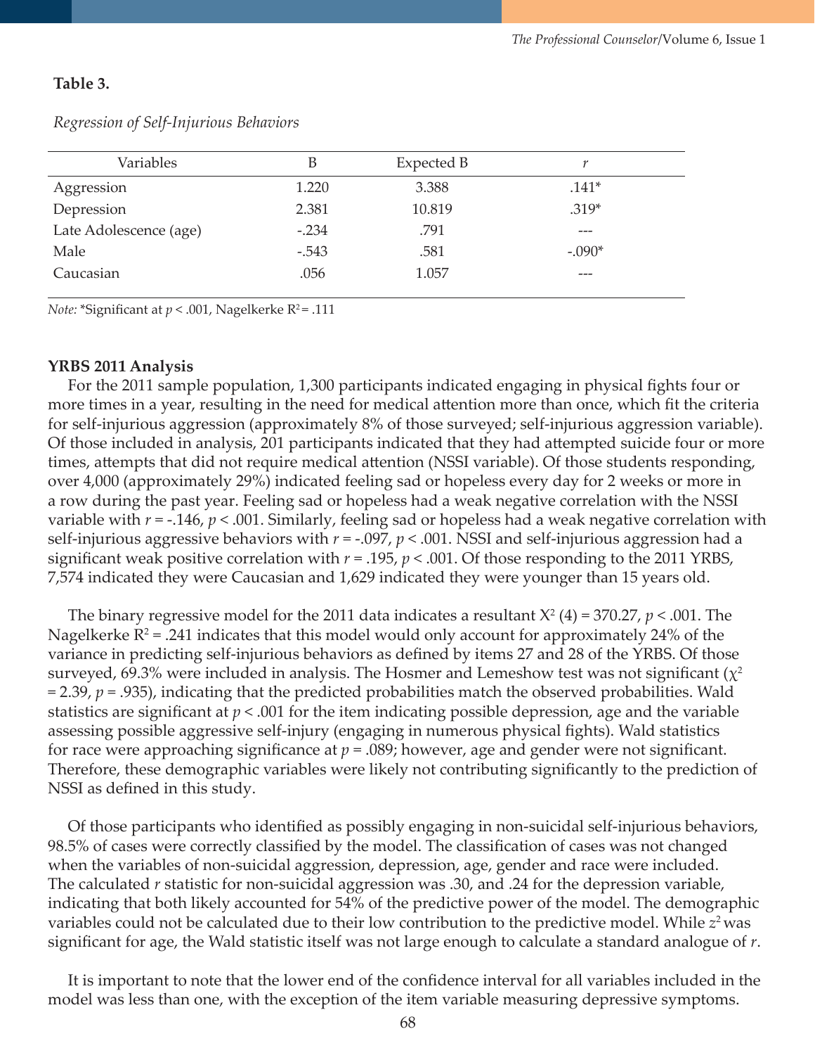**Table 3.**

*Regression of Self-Injurious Behaviors*

| Variables | B | Expected B | *r* |
|---|---|---|---|
| Aggression | 1.220 | 3.388 | .141* |
| Depression | 2.381 | 10.819 | .319* |
| Late Adolescence (age) | -.234 | .791 | --- |
| Male | -.543 | .581 | -.090* |
| Caucasian | .056 | 1.057 | --- |

*Note:* *Significant at $p < .001$, Nagelkerke $R^2 = .111$

**YRBS 2011 Analysis**

For the 2011 sample population, 1,300 participants indicated engaging in physical fights four or more times in a year, resulting in the need for medical attention more than once, which fit the criteria for self-injurious aggression (approximately 8% of those surveyed; self-injurious aggression variable). Of those included in analysis, 201 participants indicated that they had attempted suicide four or more times, attempts that did not require medical attention (NSSI variable). Of those students responding, over 4,000 (approximately 29%) indicated feeling sad or hopeless every day for 2 weeks or more in a row during the past year. Feeling sad or hopeless had a weak negative correlation with the NSSI variable with $r = -.146$, $p < .001$. Similarly, feeling sad or hopeless had a weak negative correlation with self-injurious aggressive behaviors with $r = -.097$, $p < .001$. NSSI and self-injurious aggression had a significant weak positive correlation with $r = .195$, $p < .001$. Of those responding to the 2011 YRBS, 7,574 indicated they were Caucasian and 1,629 indicated they were younger than 15 years old.

The binary regressive model for the 2011 data indicates a resultant $X^2$ (4) = 370.27, $p < .001$. The Nagelkerke $R^2 = .241$ indicates that this model would only account for approximately 24% of the variance in predicting self-injurious behaviors as defined by items 27 and 28 of the YRBS. Of those surveyed, 69.3% were included in analysis. The Hosmer and Lemeshow test was not significant ($\chi^2 = 2.39$, $p = .935$), indicating that the predicted probabilities match the observed probabilities. Wald statistics are significant at $p < .001$ for the item indicating possible depression, age and the variable assessing possible aggressive self-injury (engaging in numerous physical fights). Wald statistics for race were approaching significance at $p = .089$; however, age and gender were not significant. Therefore, these demographic variables were likely not contributing significantly to the prediction of NSSI as defined in this study.

Of those participants who identified as possibly engaging in non-suicidal self-injurious behaviors, 98.5% of cases were correctly classified by the model. The classification of cases was not changed when the variables of non-suicidal aggression, depression, age, gender and race were included. The calculated *r* statistic for non-suicidal aggression was .30, and .24 for the depression variable, indicating that both likely accounted for 54% of the predictive power of the model. The demographic variables could not be calculated due to their low contribution to the predictive model. While $z^2$ was significant for age, the Wald statistic itself was not large enough to calculate a standard analogue of *r*.

It is important to note that the lower end of the confidence interval for all variables included in the model was less than one, with the exception of the item variable measuring depressive symptoms.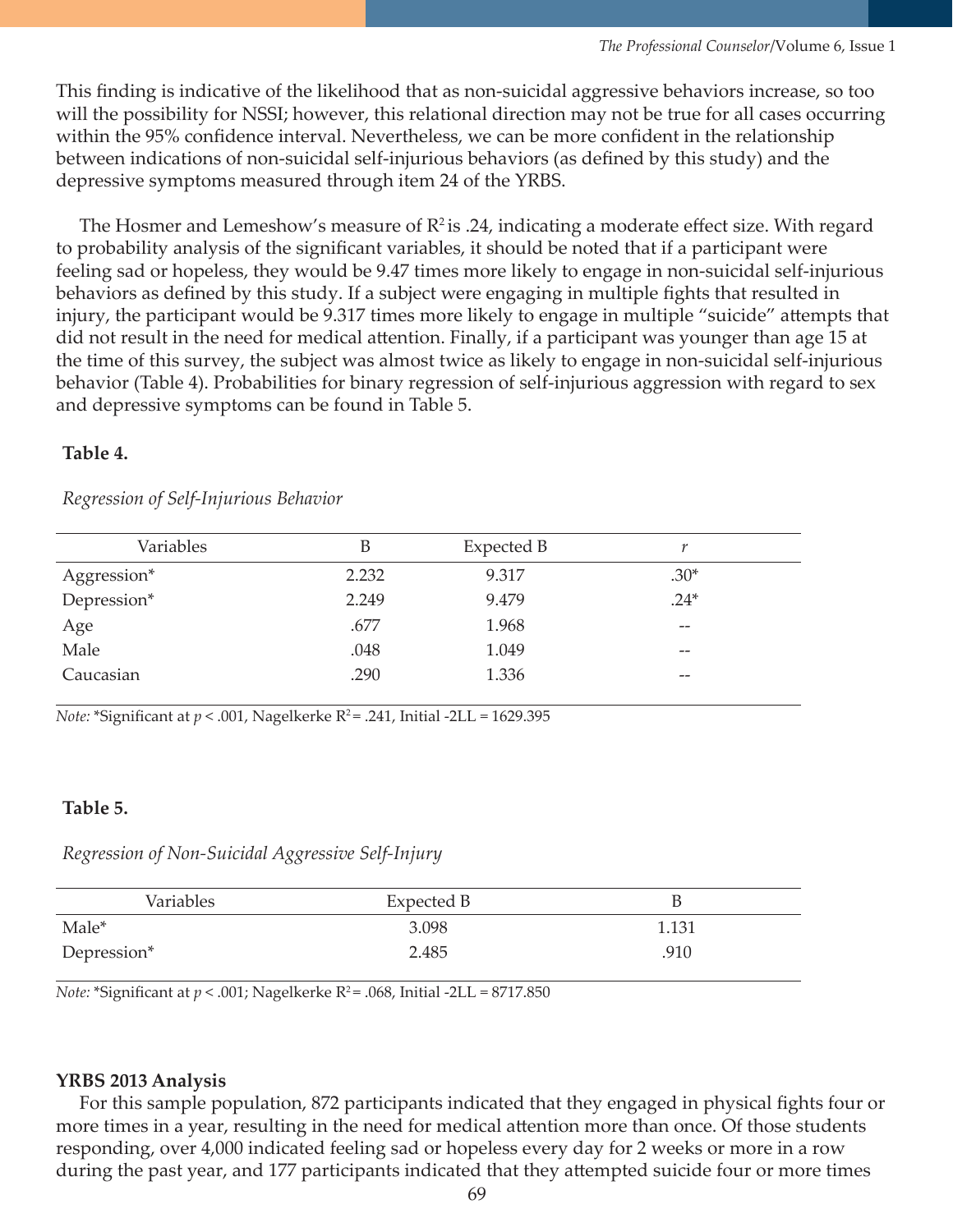This finding is indicative of the likelihood that as non-suicidal aggressive behaviors increase, so too will the possibility for NSSI; however, this relational direction may not be true for all cases occurring within the 95% confidence interval. Nevertheless, we can be more confident in the relationship between indications of non-suicidal self-injurious behaviors (as defined by this study) and the depressive symptoms measured through item 24 of the YRBS.

The Hosmer and Lemeshow's measure of $R^2$ is .24, indicating a moderate effect size. With regard to probability analysis of the significant variables, it should be noted that if a participant were feeling sad or hopeless, they would be 9.47 times more likely to engage in non-suicidal self-injurious behaviors as defined by this study. If a subject were engaging in multiple fights that resulted in injury, the participant would be 9.317 times more likely to engage in multiple "suicide" attempts that did not result in the need for medical attention. Finally, if a participant was younger than age 15 at the time of this survey, the subject was almost twice as likely to engage in non-suicidal self-injurious behavior (Table 4). Probabilities for binary regression of self-injurious aggression with regard to sex and depressive symptoms can be found in Table 5.

**Table 4.**

*Regression of Self-Injurious Behavior*

| Variables | B | Expected B | *r* |
|---|---|---|---|
| Aggression* | 2.232 | 9.317 | .30* |
| Depression* | 2.249 | 9.479 | .24* |
| Age | .677 | 1.968 | -- |
| Male | .048 | 1.049 | -- |
| Caucasian | .290 | 1.336 | -- |

*Note:* *Significant at $p < .001$, Nagelkerke $R^2 = .241$, Initial -2LL = 1629.395

**Table 5.**

*Regression of Non-Suicidal Aggressive Self-Injury*

| Variables | Expected B | B |
|---|---|---|
| Male* | 3.098 | 1.131 |
| Depression* | 2.485 | .910 |

*Note:* *Significant at $p < .001$; Nagelkerke $R^2 = .068$, Initial -2LL = 8717.850

**YRBS 2013 Analysis**

For this sample population, 872 participants indicated that they engaged in physical fights four or more times in a year, resulting in the need for medical attention more than once. Of those students responding, over 4,000 indicated feeling sad or hopeless every day for 2 weeks or more in a row during the past year, and 177 participants indicated that they attempted suicide four or more times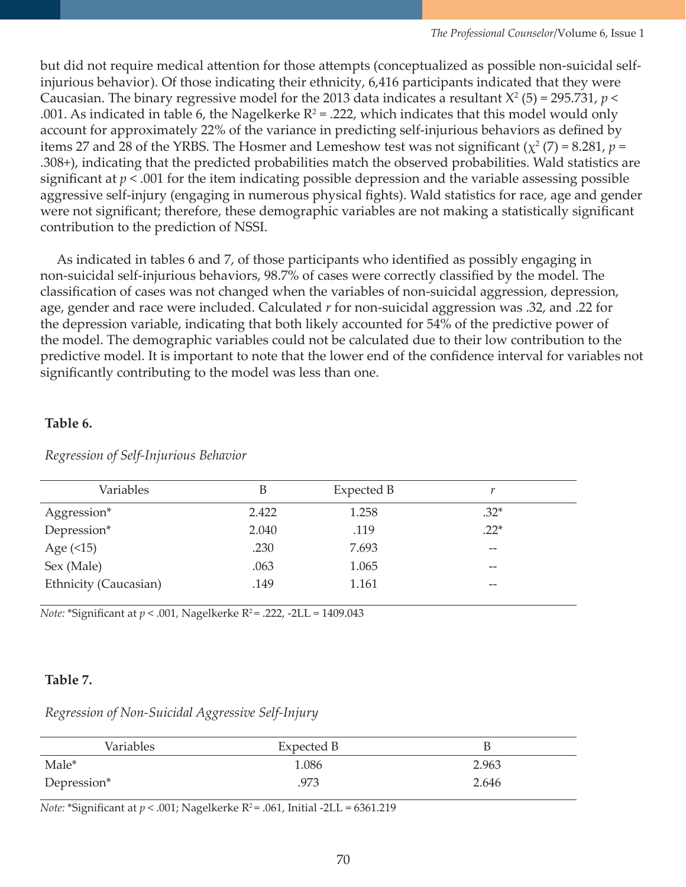but did not require medical attention for those attempts (conceptualized as possible non-suicidal self-injurious behavior). Of those indicating their ethnicity, 6,416 participants indicated that they were Caucasian. The binary regressive model for the 2013 data indicates a resultant $X^2$ (5) = 295.731, $p <$ .001. As indicated in table 6, the Nagelkerke $R^2$ = .222, which indicates that this model would only account for approximately 22% of the variance in predicting self-injurious behaviors as defined by items 27 and 28 of the YRBS. The Hosmer and Lemeshow test was not significant ($\chi^2$ (7) = 8.281, $p$ = .308+), indicating that the predicted probabilities match the observed probabilities. Wald statistics are significant at $p < .001$ for the item indicating possible depression and the variable assessing possible aggressive self-injury (engaging in numerous physical fights). Wald statistics for race, age and gender were not significant; therefore, these demographic variables are not making a statistically significant contribution to the prediction of NSSI.

As indicated in tables 6 and 7, of those participants who identified as possibly engaging in non-suicidal self-injurious behaviors, 98.7% of cases were correctly classified by the model. The classification of cases was not changed when the variables of non-suicidal aggression, depression, age, gender and race were included. Calculated $r$ for non-suicidal aggression was .32, and .22 for the depression variable, indicating that both likely accounted for 54% of the predictive power of the model. The demographic variables could not be calculated due to their low contribution to the predictive model. It is important to note that the lower end of the confidence interval for variables not significantly contributing to the model was less than one.

**Table 6.**

*Regression of Self-Injurious Behavior*

| Variables | B | Expected B | $r$ |
|---|---|---|---|
| Aggression* | 2.422 | 1.258 | .32* |
| Depression* | 2.040 | .119 | .22* |
| Age (<15) | .230 | 7.693 | -- |
| Sex (Male) | .063 | 1.065 | -- |
| Ethnicity (Caucasian) | .149 | 1.161 | -- |

*Note:* *Significant at $p < .001$, Nagelkerke $R^2$ = .222, -2LL = 1409.043

**Table 7.**

*Regression of Non-Suicidal Aggressive Self-Injury*

| Variables | Expected B | B |
|---|---|---|
| Male* | 1.086 | 2.963 |
| Depression* | .973 | 2.646 |

*Note:* *Significant at $p < .001$; Nagelkerke $R^2$ = .061, Initial -2LL = 6361.219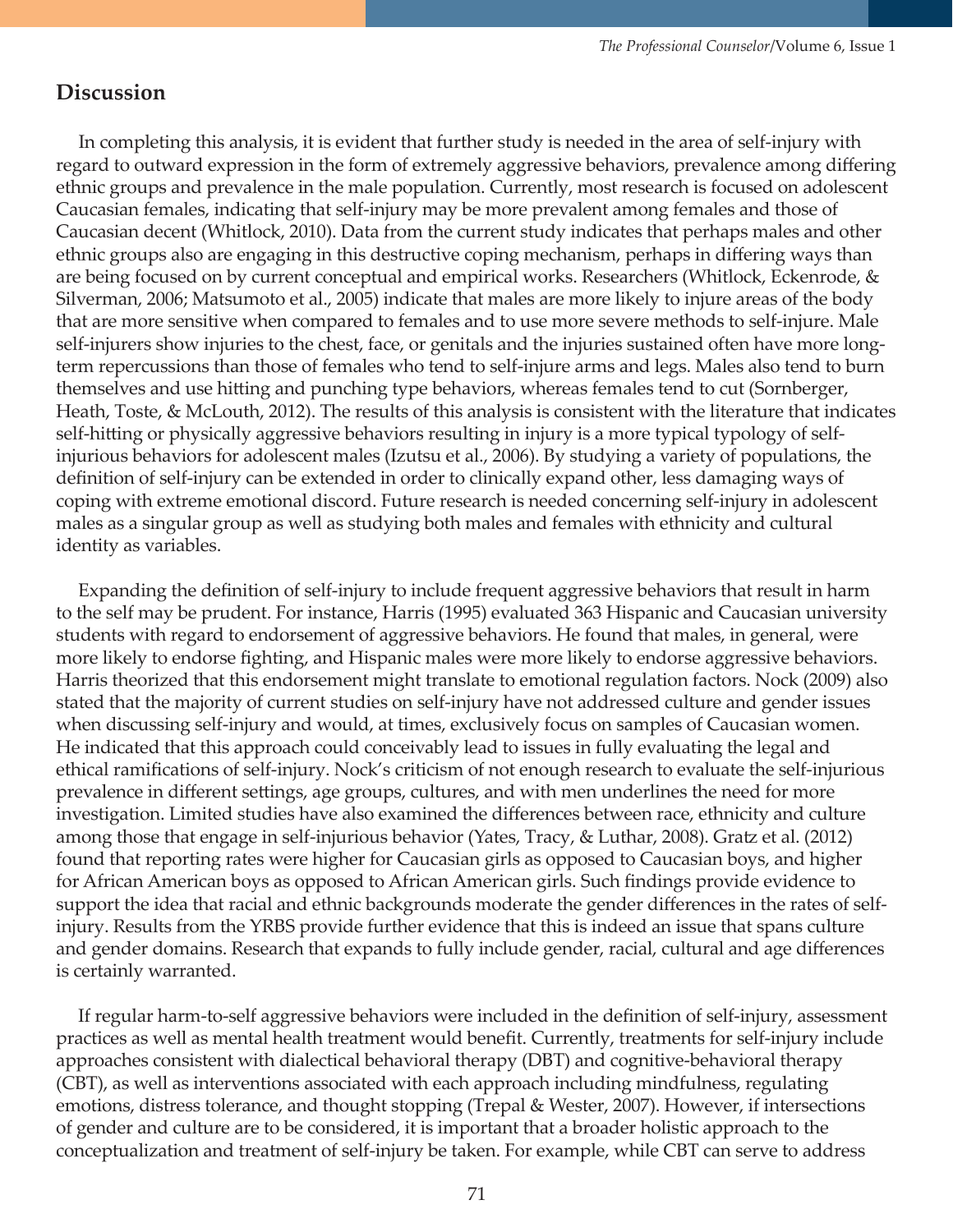## Discussion

In completing this analysis, it is evident that further study is needed in the area of self-injury with regard to outward expression in the form of extremely aggressive behaviors, prevalence among differing ethnic groups and prevalence in the male population. Currently, most research is focused on adolescent Caucasian females, indicating that self-injury may be more prevalent among females and those of Caucasian decent (Whitlock, 2010). Data from the current study indicates that perhaps males and other ethnic groups also are engaging in this destructive coping mechanism, perhaps in differing ways than are being focused on by current conceptual and empirical works. Researchers (Whitlock, Eckenrode, & Silverman, 2006; Matsumoto et al., 2005) indicate that males are more likely to injure areas of the body that are more sensitive when compared to females and to use more severe methods to self-injure. Male self-injurers show injuries to the chest, face, or genitals and the injuries sustained often have more long-term repercussions than those of females who tend to self-injure arms and legs. Males also tend to burn themselves and use hitting and punching type behaviors, whereas females tend to cut (Sornberger, Heath, Toste, & McLouth, 2012). The results of this analysis is consistent with the literature that indicates self-hitting or physically aggressive behaviors resulting in injury is a more typical typology of self-injurious behaviors for adolescent males (Izutsu et al., 2006). By studying a variety of populations, the definition of self-injury can be extended in order to clinically expand other, less damaging ways of coping with extreme emotional discord. Future research is needed concerning self-injury in adolescent males as a singular group as well as studying both males and females with ethnicity and cultural identity as variables.

Expanding the definition of self-injury to include frequent aggressive behaviors that result in harm to the self may be prudent. For instance, Harris (1995) evaluated 363 Hispanic and Caucasian university students with regard to endorsement of aggressive behaviors. He found that males, in general, were more likely to endorse fighting, and Hispanic males were more likely to endorse aggressive behaviors. Harris theorized that this endorsement might translate to emotional regulation factors. Nock (2009) also stated that the majority of current studies on self-injury have not addressed culture and gender issues when discussing self-injury and would, at times, exclusively focus on samples of Caucasian women. He indicated that this approach could conceivably lead to issues in fully evaluating the legal and ethical ramifications of self-injury. Nock's criticism of not enough research to evaluate the self-injurious prevalence in different settings, age groups, cultures, and with men underlines the need for more investigation. Limited studies have also examined the differences between race, ethnicity and culture among those that engage in self-injurious behavior (Yates, Tracy, & Luthar, 2008). Gratz et al. (2012) found that reporting rates were higher for Caucasian girls as opposed to Caucasian boys, and higher for African American boys as opposed to African American girls. Such findings provide evidence to support the idea that racial and ethnic backgrounds moderate the gender differences in the rates of self-injury. Results from the YRBS provide further evidence that this is indeed an issue that spans culture and gender domains. Research that expands to fully include gender, racial, cultural and age differences is certainly warranted.

If regular harm-to-self aggressive behaviors were included in the definition of self-injury, assessment practices as well as mental health treatment would benefit. Currently, treatments for self-injury include approaches consistent with dialectical behavioral therapy (DBT) and cognitive-behavioral therapy (CBT), as well as interventions associated with each approach including mindfulness, regulating emotions, distress tolerance, and thought stopping (Trepal & Wester, 2007). However, if intersections of gender and culture are to be considered, it is important that a broader holistic approach to the conceptualization and treatment of self-injury be taken. For example, while CBT can serve to address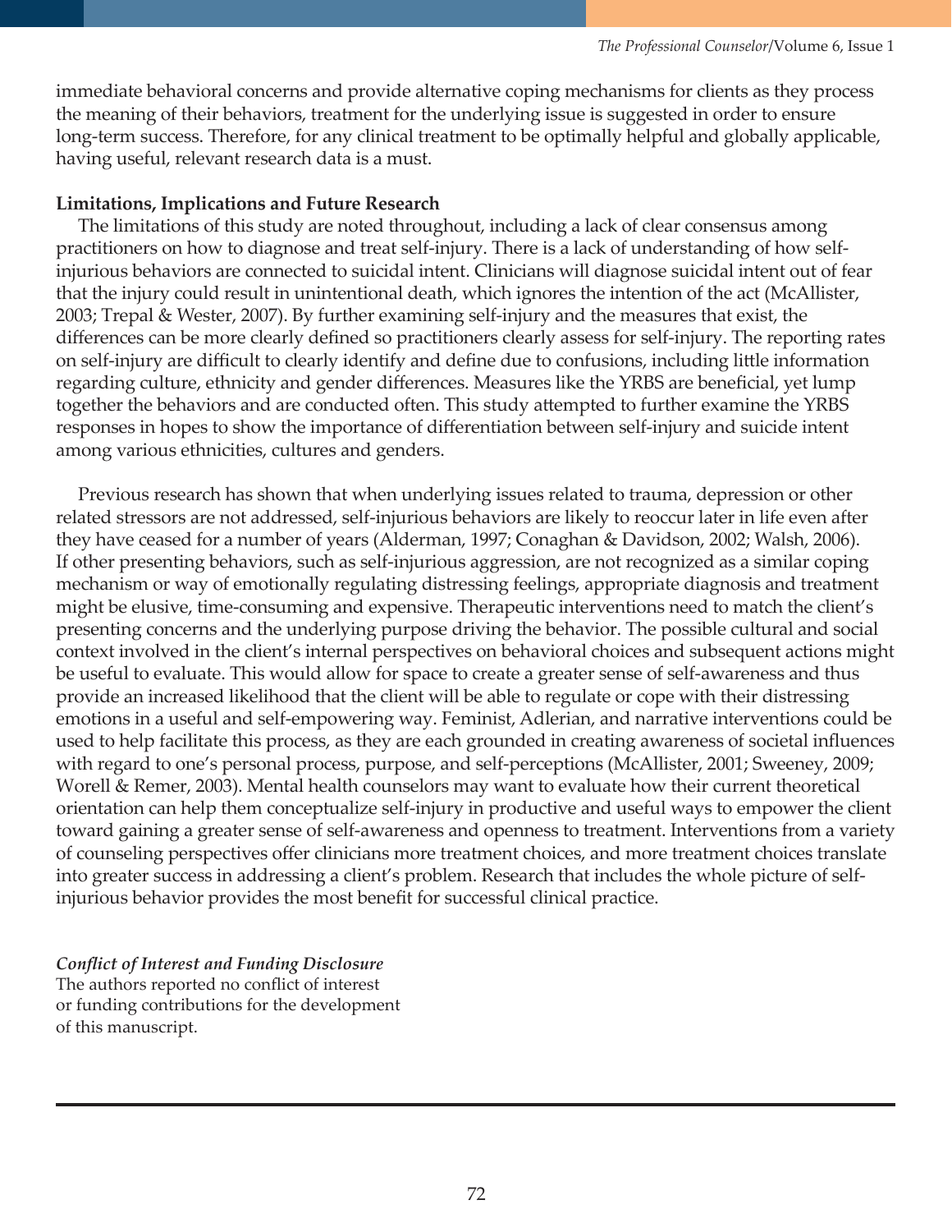immediate behavioral concerns and provide alternative coping mechanisms for clients as they process the meaning of their behaviors, treatment for the underlying issue is suggested in order to ensure long-term success. Therefore, for any clinical treatment to be optimally helpful and globally applicable, having useful, relevant research data is a must.

**Limitations, Implications and Future Research**

The limitations of this study are noted throughout, including a lack of clear consensus among practitioners on how to diagnose and treat self-injury. There is a lack of understanding of how self-injurious behaviors are connected to suicidal intent. Clinicians will diagnose suicidal intent out of fear that the injury could result in unintentional death, which ignores the intention of the act (McAllister, 2003; Trepal & Wester, 2007). By further examining self-injury and the measures that exist, the differences can be more clearly defined so practitioners clearly assess for self-injury. The reporting rates on self-injury are difficult to clearly identify and define due to confusions, including little information regarding culture, ethnicity and gender differences. Measures like the YRBS are beneficial, yet lump together the behaviors and are conducted often. This study attempted to further examine the YRBS responses in hopes to show the importance of differentiation between self-injury and suicide intent among various ethnicities, cultures and genders.

Previous research has shown that when underlying issues related to trauma, depression or other related stressors are not addressed, self-injurious behaviors are likely to reoccur later in life even after they have ceased for a number of years (Alderman, 1997; Conaghan & Davidson, 2002; Walsh, 2006). If other presenting behaviors, such as self-injurious aggression, are not recognized as a similar coping mechanism or way of emotionally regulating distressing feelings, appropriate diagnosis and treatment might be elusive, time-consuming and expensive. Therapeutic interventions need to match the client's presenting concerns and the underlying purpose driving the behavior. The possible cultural and social context involved in the client's internal perspectives on behavioral choices and subsequent actions might be useful to evaluate. This would allow for space to create a greater sense of self-awareness and thus provide an increased likelihood that the client will be able to regulate or cope with their distressing emotions in a useful and self-empowering way. Feminist, Adlerian, and narrative interventions could be used to help facilitate this process, as they are each grounded in creating awareness of societal influences with regard to one's personal process, purpose, and self-perceptions (McAllister, 2001; Sweeney, 2009; Worell & Remer, 2003). Mental health counselors may want to evaluate how their current theoretical orientation can help them conceptualize self-injury in productive and useful ways to empower the client toward gaining a greater sense of self-awareness and openness to treatment. Interventions from a variety of counseling perspectives offer clinicians more treatment choices, and more treatment choices translate into greater success in addressing a client's problem. Research that includes the whole picture of self-injurious behavior provides the most benefit for successful clinical practice.

***Conflict of Interest and Funding Disclosure***
The authors reported no conflict of interest or funding contributions for the development of this manuscript.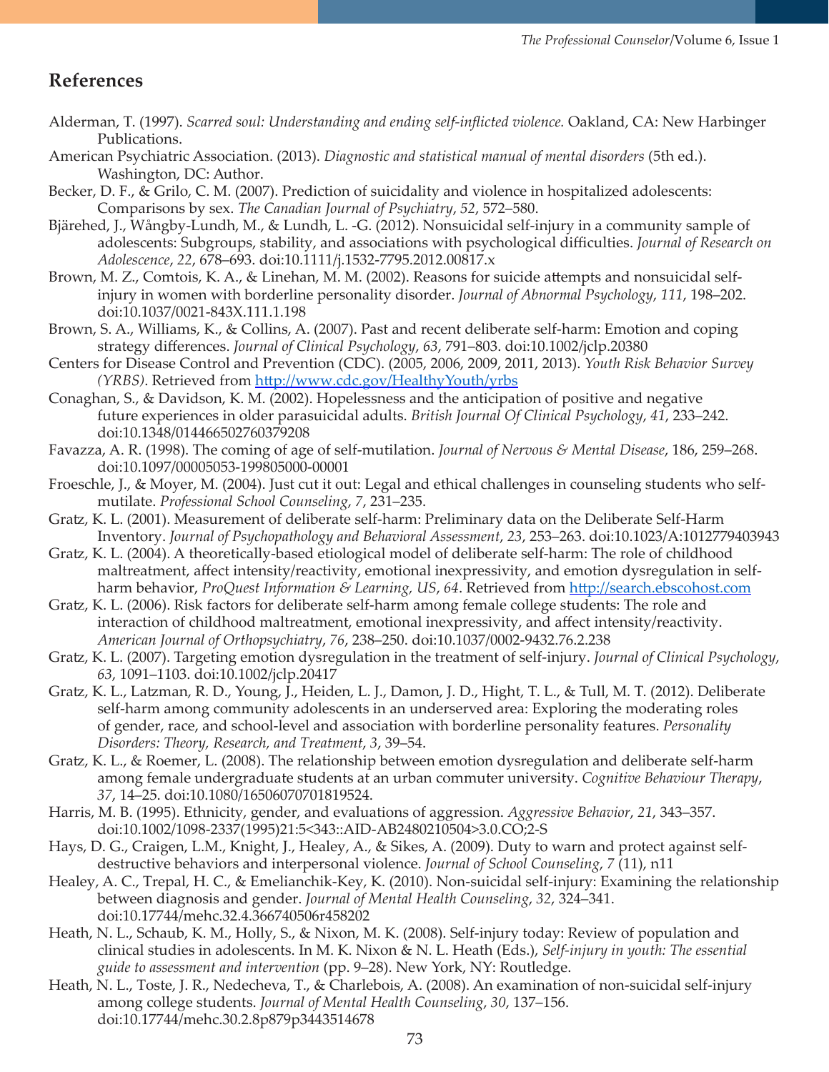## References

Alderman, T. (1997). *Scarred soul: Understanding and ending self-inflicted violence.* Oakland, CA: New Harbinger Publications.

American Psychiatric Association. (2013). *Diagnostic and statistical manual of mental disorders* (5th ed.). Washington, DC: Author.

Becker, D. F., & Grilo, C. M. (2007). Prediction of suicidality and violence in hospitalized adolescents: Comparisons by sex. *The Canadian Journal of Psychiatry*, *52*, 572–580.

Bjärehed, J., Wångby-Lundh, M., & Lundh, L. -G. (2012). Nonsuicidal self-injury in a community sample of adolescents: Subgroups, stability, and associations with psychological difficulties. *Journal of Research on Adolescence*, *22*, 678–693. doi:10.1111/j.1532-7795.2012.00817.x

Brown, M. Z., Comtois, K. A., & Linehan, M. M. (2002). Reasons for suicide attempts and nonsuicidal self-injury in women with borderline personality disorder. *Journal of Abnormal Psychology*, *111*, 198–202. doi:10.1037/0021-843X.111.1.198

Brown, S. A., Williams, K., & Collins, A. (2007). Past and recent deliberate self-harm: Emotion and coping strategy differences. *Journal of Clinical Psychology*, *63*, 791–803. doi:10.1002/jclp.20380

Centers for Disease Control and Prevention (CDC). (2005, 2006, 2009, 2011, 2013). *Youth Risk Behavior Survey (YRBS)*. Retrieved from http://www.cdc.gov/HealthyYouth/yrbs

Conaghan, S., & Davidson, K. M. (2002). Hopelessness and the anticipation of positive and negative future experiences in older parasuicidal adults. *British Journal Of Clinical Psychology*, *41*, 233–242. doi:10.1348/014466502760379208

Favazza, A. R. (1998). The coming of age of self-mutilation. *Journal of Nervous & Mental Disease*, 186, 259–268. doi:10.1097/00005053-199805000-00001

Froeschle, J., & Moyer, M. (2004). Just cut it out: Legal and ethical challenges in counseling students who self-mutilate. *Professional School Counseling*, *7*, 231–235.

Gratz, K. L. (2001). Measurement of deliberate self-harm: Preliminary data on the Deliberate Self-Harm Inventory. *Journal of Psychopathology and Behavioral Assessment*, *23*, 253–263. doi:10.1023/A:1012779403943

Gratz, K. L. (2004). A theoretically-based etiological model of deliberate self-harm: The role of childhood maltreatment, affect intensity/reactivity, emotional inexpressivity, and emotion dysregulation in self-harm behavior, *ProQuest Information & Learning, US*, *64*. Retrieved from http://search.ebscohost.com

Gratz, K. L. (2006). Risk factors for deliberate self-harm among female college students: The role and interaction of childhood maltreatment, emotional inexpressivity, and affect intensity/reactivity. *American Journal of Orthopsychiatry*, *76*, 238–250. doi:10.1037/0002-9432.76.2.238

Gratz, K. L. (2007). Targeting emotion dysregulation in the treatment of self-injury. *Journal of Clinical Psychology*, *63*, 1091–1103. doi:10.1002/jclp.20417

Gratz, K. L., Latzman, R. D., Young, J., Heiden, L. J., Damon, J. D., Hight, T. L., & Tull, M. T. (2012). Deliberate self-harm among community adolescents in an underserved area: Exploring the moderating roles of gender, race, and school-level and association with borderline personality features. *Personality Disorders: Theory, Research, and Treatment*, *3*, 39–54.

Gratz, K. L., & Roemer, L. (2008). The relationship between emotion dysregulation and deliberate self-harm among female undergraduate students at an urban commuter university. *Cognitive Behaviour Therapy*, *37*, 14–25. doi:10.1080/16506070701819524.

Harris, M. B. (1995). Ethnicity, gender, and evaluations of aggression. *Aggressive Behavior*, *21*, 343–357. doi:10.1002/1098-2337(1995)21:5<343::AID-AB2480210504>3.0.CO;2-S

Hays, D. G., Craigen, L.M., Knight, J., Healey, A., & Sikes, A. (2009). Duty to warn and protect against self-destructive behaviors and interpersonal violence. *Journal of School Counseling*, *7* (11), n11

Healey, A. C., Trepal, H. C., & Emelianchik-Key, K. (2010). Non-suicidal self-injury: Examining the relationship between diagnosis and gender. *Journal of Mental Health Counseling*, *32*, 324–341. doi:10.17744/mehc.32.4.366740506r458202

Heath, N. L., Schaub, K. M., Holly, S., & Nixon, M. K. (2008). Self-injury today: Review of population and clinical studies in adolescents. In M. K. Nixon & N. L. Heath (Eds.), *Self-injury in youth: The essential guide to assessment and intervention* (pp. 9–28). New York, NY: Routledge.

Heath, N. L., Toste, J. R., Nedecheva, T., & Charlebois, A. (2008). An examination of non-suicidal self-injury among college students. *Journal of Mental Health Counseling*, *30*, 137–156. doi:10.17744/mehc.30.2.8p879p3443514678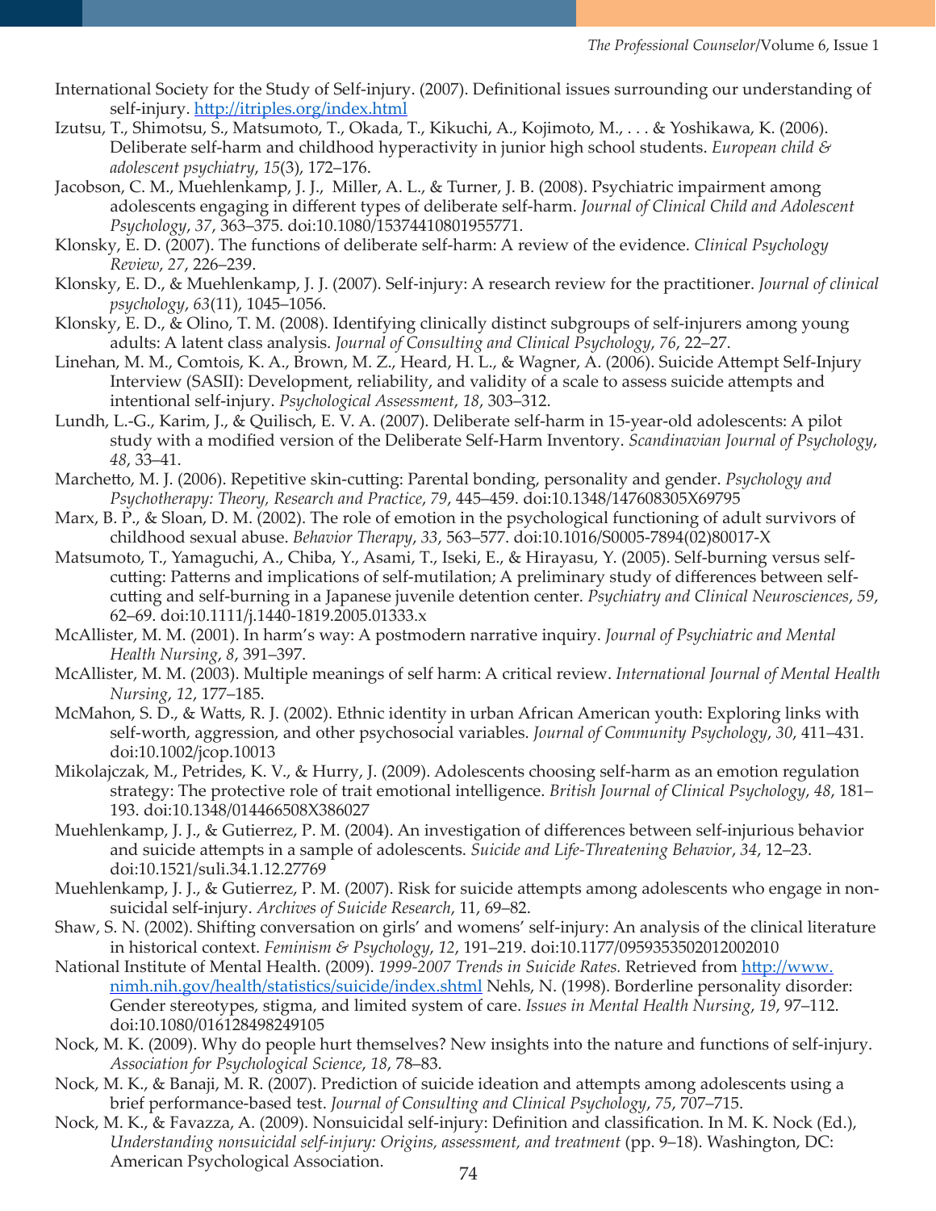International Society for the Study of Self-injury. (2007). Definitional issues surrounding our understanding of self-injury. http://itriples.org/index.html

Izutsu, T., Shimotsu, S., Matsumoto, T., Okada, T., Kikuchi, A., Kojimoto, M., . . . & Yoshikawa, K. (2006). Deliberate self-harm and childhood hyperactivity in junior high school students. *European child & adolescent psychiatry*, *15*(3), 172–176.

Jacobson, C. M., Muehlenkamp, J. J., Miller, A. L., & Turner, J. B. (2008). Psychiatric impairment among adolescents engaging in different types of deliberate self-harm. *Journal of Clinical Child and Adolescent Psychology*, *37*, 363–375. doi:10.1080/15374410801955771.

Klonsky, E. D. (2007). The functions of deliberate self-harm: A review of the evidence. *Clinical Psychology Review*, *27*, 226–239.

Klonsky, E. D., & Muehlenkamp, J. J. (2007). Self-injury: A research review for the practitioner. *Journal of clinical psychology*, *63*(11), 1045–1056.

Klonsky, E. D., & Olino, T. M. (2008). Identifying clinically distinct subgroups of self-injurers among young adults: A latent class analysis. *Journal of Consulting and Clinical Psychology*, *76*, 22–27.

Linehan, M. M., Comtois, K. A., Brown, M. Z., Heard, H. L., & Wagner, A. (2006). Suicide Attempt Self-Injury Interview (SASII): Development, reliability, and validity of a scale to assess suicide attempts and intentional self-injury. *Psychological Assessment*, *18*, 303–312.

Lundh, L.-G., Karim, J., & Quilisch, E. V. A. (2007). Deliberate self-harm in 15-year-old adolescents: A pilot study with a modified version of the Deliberate Self-Harm Inventory. *Scandinavian Journal of Psychology*, *48*, 33–41.

Marchetto, M. J. (2006). Repetitive skin-cutting: Parental bonding, personality and gender. *Psychology and Psychotherapy: Theory, Research and Practice*, *79*, 445–459. doi:10.1348/147608305X69795

Marx, B. P., & Sloan, D. M. (2002). The role of emotion in the psychological functioning of adult survivors of childhood sexual abuse. *Behavior Therapy*, *33*, 563–577. doi:10.1016/S0005-7894(02)80017-X

Matsumoto, T., Yamaguchi, A., Chiba, Y., Asami, T., Iseki, E., & Hirayasu, Y. (2005). Self-burning versus self-cutting: Patterns and implications of self-mutilation; A preliminary study of differences between self-cutting and self-burning in a Japanese juvenile detention center. *Psychiatry and Clinical Neurosciences*, *59*, 62–69. doi:10.1111/j.1440-1819.2005.01333.x

McAllister, M. M. (2001). In harm's way: A postmodern narrative inquiry. *Journal of Psychiatric and Mental Health Nursing*, *8*, 391–397.

McAllister, M. M. (2003). Multiple meanings of self harm: A critical review. *International Journal of Mental Health Nursing*, *12*, 177–185.

McMahon, S. D., & Watts, R. J. (2002). Ethnic identity in urban African American youth: Exploring links with self-worth, aggression, and other psychosocial variables. *Journal of Community Psychology*, *30*, 411–431. doi:10.1002/jcop.10013

Mikolajczak, M., Petrides, K. V., & Hurry, J. (2009). Adolescents choosing self-harm as an emotion regulation strategy: The protective role of trait emotional intelligence. *British Journal of Clinical Psychology*, *48*, 181–193. doi:10.1348/014466508X386027

Muehlenkamp, J. J., & Gutierrez, P. M. (2004). An investigation of differences between self-injurious behavior and suicide attempts in a sample of adolescents. *Suicide and Life-Threatening Behavior*, *34*, 12–23. doi:10.1521/suli.34.1.12.27769

Muehlenkamp, J. J., & Gutierrez, P. M. (2007). Risk for suicide attempts among adolescents who engage in non-suicidal self-injury. *Archives of Suicide Research*, 11, 69–82.

Shaw, S. N. (2002). Shifting conversation on girls' and womens' self-injury: An analysis of the clinical literature in historical context. *Feminism & Psychology*, *12*, 191–219. doi:10.1177/0959353502012002010

National Institute of Mental Health. (2009). *1999-2007 Trends in Suicide Rates.* Retrieved from http://www.nimh.nih.gov/health/statistics/suicide/index.shtml Nehls, N. (1998). Borderline personality disorder: Gender stereotypes, stigma, and limited system of care. *Issues in Mental Health Nursing*, *19*, 97–112. doi:10.1080/016128498249105

Nock, M. K. (2009). Why do people hurt themselves? New insights into the nature and functions of self-injury. *Association for Psychological Science*, *18*, 78–83.

Nock, M. K., & Banaji, M. R. (2007). Prediction of suicide ideation and attempts among adolescents using a brief performance-based test. *Journal of Consulting and Clinical Psychology*, *75*, 707–715.

Nock, M. K., & Favazza, A. (2009). Nonsuicidal self-injury: Definition and classification. In M. K. Nock (Ed.), *Understanding nonsuicidal self-injury: Origins, assessment, and treatment* (pp. 9–18). Washington, DC: American Psychological Association.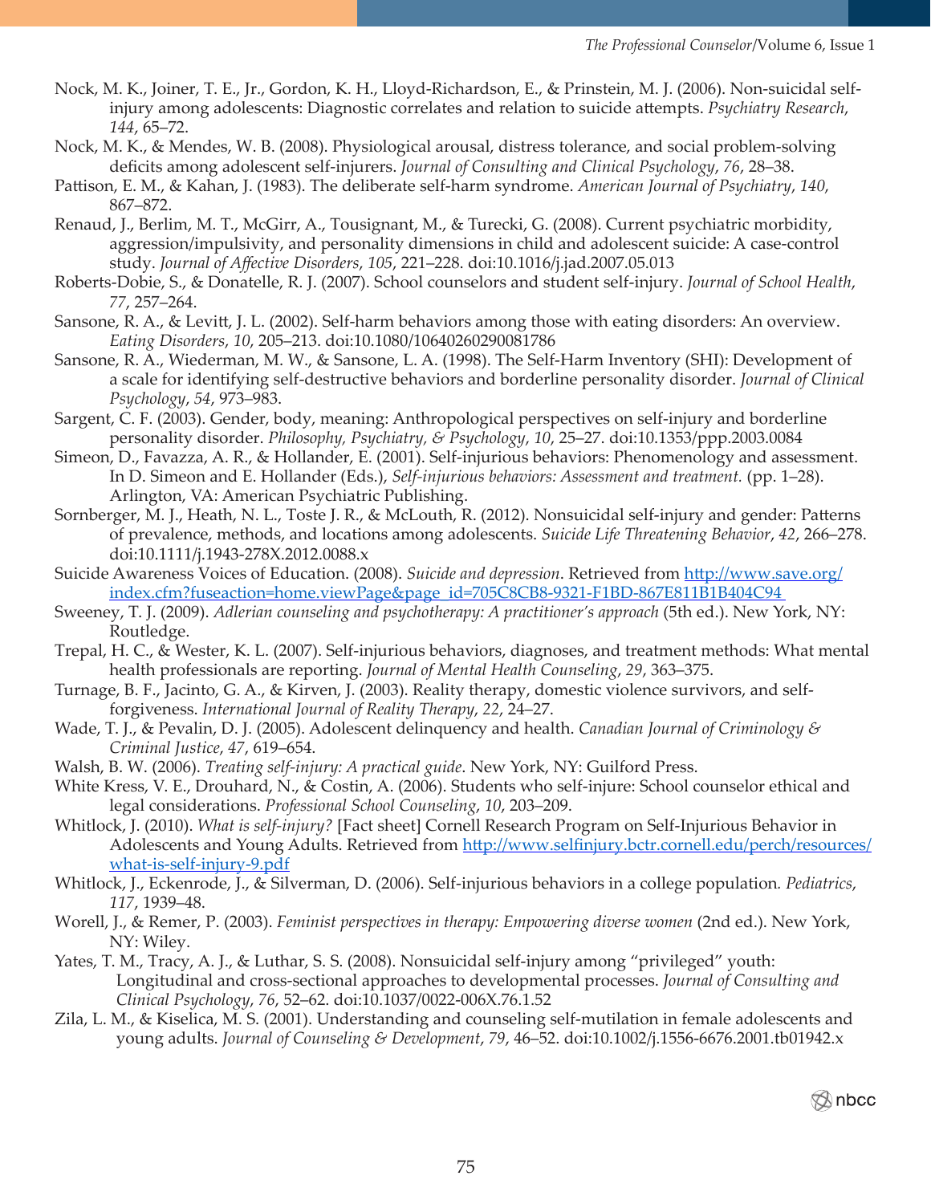Nock, M. K., Joiner, T. E., Jr., Gordon, K. H., Lloyd-Richardson, E., & Prinstein, M. J. (2006). Non-suicidal self-injury among adolescents: Diagnostic correlates and relation to suicide attempts. *Psychiatry Research*, *144*, 65–72.

Nock, M. K., & Mendes, W. B. (2008). Physiological arousal, distress tolerance, and social problem-solving deficits among adolescent self-injurers. *Journal of Consulting and Clinical Psychology*, *76*, 28–38.

Pattison, E. M., & Kahan, J. (1983). The deliberate self-harm syndrome. *American Journal of Psychiatry*, *140*, 867–872.

Renaud, J., Berlim, M. T., McGirr, A., Tousignant, M., & Turecki, G. (2008). Current psychiatric morbidity, aggression/impulsivity, and personality dimensions in child and adolescent suicide: A case-control study. *Journal of Affective Disorders*, *105*, 221–228. doi:10.1016/j.jad.2007.05.013

Roberts-Dobie, S., & Donatelle, R. J. (2007). School counselors and student self-injury. *Journal of School Health*, *77*, 257–264.

Sansone, R. A., & Levitt, J. L. (2002). Self-harm behaviors among those with eating disorders: An overview. *Eating Disorders*, *10*, 205–213. doi:10.1080/10640260290081786

Sansone, R. A., Wiederman, M. W., & Sansone, L. A. (1998). The Self-Harm Inventory (SHI): Development of a scale for identifying self-destructive behaviors and borderline personality disorder. *Journal of Clinical Psychology*, *54*, 973–983.

Sargent, C. F. (2003). Gender, body, meaning: Anthropological perspectives on self-injury and borderline personality disorder. *Philosophy, Psychiatry, & Psychology*, *10*, 25–27. doi:10.1353/ppp.2003.0084

Simeon, D., Favazza, A. R., & Hollander, E. (2001). Self-injurious behaviors: Phenomenology and assessment. In D. Simeon and E. Hollander (Eds.), *Self-injurious behaviors: Assessment and treatment.* (pp. 1–28). Arlington, VA: American Psychiatric Publishing.

Sornberger, M. J., Heath, N. L., Toste J. R., & McLouth, R. (2012). Nonsuicidal self-injury and gender: Patterns of prevalence, methods, and locations among adolescents. *Suicide Life Threatening Behavior*, *42*, 266–278. doi:10.1111/j.1943-278X.2012.0088.x

Suicide Awareness Voices of Education. (2008). *Suicide and depression*. Retrieved from http://www.save.org/index.cfm?fuseaction=home.viewPage&page_id=705C8CB8-9321-F1BD-867E811B1B404C94

Sweeney, T. J. (2009). *Adlerian counseling and psychotherapy: A practitioner's approach* (5th ed.). New York, NY: Routledge.

Trepal, H. C., & Wester, K. L. (2007). Self-injurious behaviors, diagnoses, and treatment methods: What mental health professionals are reporting. *Journal of Mental Health Counseling*, *29*, 363–375.

Turnage, B. F., Jacinto, G. A., & Kirven, J. (2003). Reality therapy, domestic violence survivors, and self-forgiveness. *International Journal of Reality Therapy*, *22*, 24–27.

Wade, T. J., & Pevalin, D. J. (2005). Adolescent delinquency and health. *Canadian Journal of Criminology & Criminal Justice*, *47*, 619–654.

Walsh, B. W. (2006). *Treating self-injury: A practical guide*. New York, NY: Guilford Press.

White Kress, V. E., Drouhard, N., & Costin, A. (2006). Students who self-injure: School counselor ethical and legal considerations. *Professional School Counseling*, *10*, 203–209.

Whitlock, J. (2010). *What is self-injury?* [Fact sheet] Cornell Research Program on Self-Injurious Behavior in Adolescents and Young Adults. Retrieved from http://www.selfinjury.bctr.cornell.edu/perch/resources/what-is-self-injury-9.pdf

Whitlock, J., Eckenrode, J., & Silverman, D. (2006). Self-injurious behaviors in a college population. *Pediatrics*, *117*, 1939–48.

Worell, J., & Remer, P. (2003). *Feminist perspectives in therapy: Empowering diverse women* (2nd ed.). New York, NY: Wiley.

Yates, T. M., Tracy, A. J., & Luthar, S. S. (2008). Nonsuicidal self-injury among "privileged" youth: Longitudinal and cross-sectional approaches to developmental processes. *Journal of Consulting and Clinical Psychology*, *76*, 52–62. doi:10.1037/0022-006X.76.1.52

Zila, L. M., & Kiselica, M. S. (2001). Understanding and counseling self-mutilation in female adolescents and young adults. *Journal of Counseling & Development*, *79*, 46–52. doi:10.1002/j.1556-6676.2001.tb01942.x